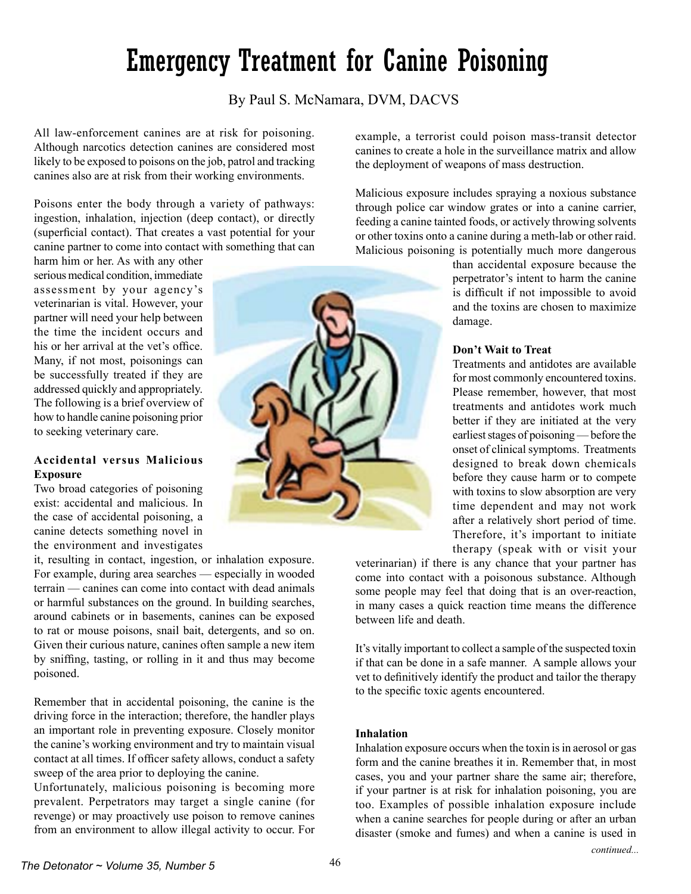# Emergency Treatment for Canine Poisoning

By Paul S. McNamara, DVM, DACVS

All law-enforcement canines are at risk for poisoning. Although narcotics detection canines are considered most likely to be exposed to poisons on the job, patrol and tracking canines also are at risk from their working environments.

Poisons enter the body through a variety of pathways: ingestion, inhalation, injection (deep contact), or directly (superficial contact). That creates a vast potential for your canine partner to come into contact with something that can harm him or her. As with any other serious medical condition, immediate assessment by your agency's veterinarian is vital. However, your partner will need your help between the time the incident occurs and his or her arrival at the vet's office. Many, if not most, poisonings can be successfully treated if they are addressed quickly and appropriately. The following is a brief overview of how to handle canine poisoning prior to seeking veterinary care.

### Accidental versus Malicious Exposure

Two broad categories of poisoning exist: accidental and malicious. In the case of accidental poisoning, a canine detects something novel in the environment and investigates it, resulting in contact, ingestion, or inhalation exposure. For example, during area searches — especially in wooded terrain — canines can come into contact with dead animals or harmful substances on the ground. In building searches, around cabinets or in basements, canines can be exposed to rat or mouse poisons, snail bait, detergents, and so on. Given their curious nature, canines often sample a new item by sniffing, tasting, or rolling in it and thus may become poisoned.

Remember that in accidental poisoning, the canine is the driving force in the interaction; therefore, the handler plays an important role in preventing exposure. Closely monitor the canine's working environment and try to maintain visual contact at all times. If officer safety allows, conduct a safety sweep of the area prior to deploying the canine.

Unfortunately, malicious poisoning is becoming more prevalent. Perpetrators may target a single canine (for revenge) or may proactively use poison to remove canines from an environment to allow illegal activity to occur. For example, a terrorist could poison mass-transit detector canines to create a hole in the surveillance matrix and allow the deployment of weapons of mass destruction.

Malicious exposure includes spraying a noxious substance through police car window grates or into a canine carrier, feeding a canine tainted foods, or actively throwing solvents or other toxins onto a canine during a meth-lab or other raid. Malicious poisoning is potentially much more dangerous than accidental exposure because the perpetrator's intent to harm the canine is difficult if not impossible to avoid and the toxins are chosen to maximize damage.

### Don't Wait to Treat

Treatments and antidotes are available for most commonly encountered toxins. Please remember, however, that most treatments and antidotes work much better if they are initiated at the very earliest stages of poisoning — before the onset of clinical symptoms. Treatments designed to break down chemicals before they cause harm or to compete with toxins to slow absorption are very time dependent and may not work after a relatively short period of time. Therefore, it's important to initiate therapy (speak with or visit your veterinarian) if there is any chance that your partner has come into contact with a poisonous substance. Although some people may feel that doing that is an over-reaction, in many cases a quick reaction time means the difference between life and death.

It's vitally important to collect a sample of the suspected toxin if that can be done in a safe manner. A sample allows your vet to definitively identify the product and tailor the therapy to the specific toxic agents encountered.

### Inhalation

Inhalation exposure occurs when the toxin is in aerosol or gas form and the canine breathes it in. Remember that, in most cases, you and your partner share the same air; therefore, if your partner is at risk for inhalation poisoning, you are too. Examples of possible inhalation exposure include when a canine searches for people during or after an urban disaster (smoke and fumes) and when a canine is used in

*continued...*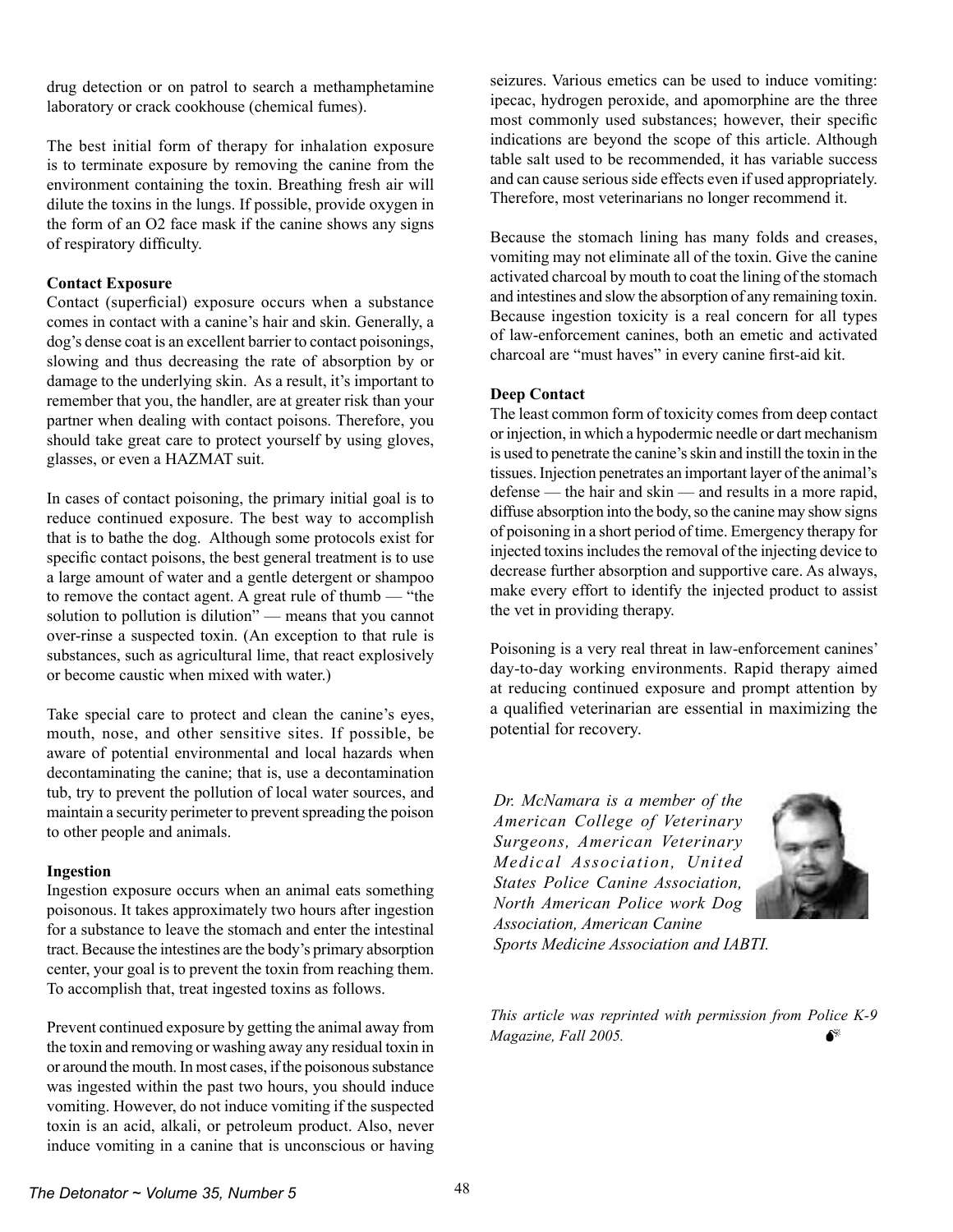drug detection or on patrol to search a methamphetamine laboratory or crack cookhouse (chemical fumes).

The best initial form of therapy for inhalation exposure is to terminate exposure by removing the canine from the environment containing the toxin. Breathing fresh air will dilute the toxins in the lungs. If possible, provide oxygen in the form of an O2 face mask if the canine shows any signs of respiratory difficulty.

**Contact Exposure**

Contact (superficial) exposure occurs when a substance comes in contact with a canine's hair and skin. Generally, a dog's dense coat is an excellent barrier to contact poisonings, slowing and thus decreasing the rate of absorption by or damage to the underlying skin. As a result, it's important to remember that you, the handler, are at greater risk than your partner when dealing with contact poisons. Therefore, you should take great care to protect yourself by using gloves, glasses, or even a HAZMAT suit.

In cases of contact poisoning, the primary initial goal is to reduce continued exposure. The best way to accomplish that is to bathe the dog. Although some protocols exist for specific contact poisons, the best general treatment is to use a large amount of water and a gentle detergent or shampoo to remove the contact agent. A great rule of thumb — "the solution to pollution is dilution" — means that you cannot over-rinse a suspected toxin. (An exception to that rule is substances, such as agricultural lime, that react explosively or become caustic when mixed with water.)

Take special care to protect and clean the canine's eyes, mouth, nose, and other sensitive sites. If possible, be aware of potential environmental and local hazards when decontaminating the canine; that is, use a decontamination tub, try to prevent the pollution of local water sources, and maintain a security perimeter to prevent spreading the poison to other people and animals.

**Ingestion**

Ingestion exposure occurs when an animal eats something poisonous. It takes approximately two hours after ingestion for a substance to leave the stomach and enter the intestinal tract. Because the intestines are the body's primary absorption center, your goal is to prevent the toxin from reaching them. To accomplish that, treat ingested toxins as follows.

Prevent continued exposure by getting the animal away from the toxin and removing or washing away any residual toxin in or around the mouth. In most cases, if the poisonous substance was ingested within the past two hours, you should induce vomiting. However, do not induce vomiting if the suspected toxin is an acid, alkali, or petroleum product. Also, never induce vomiting in a canine that is unconscious or having seizures. Various emetics can be used to induce vomiting: ipecac, hydrogen peroxide, and apomorphine are the three most commonly used substances; however, their specific indications are beyond the scope of this article. Although table salt used to be recommended, it has variable success and can cause serious side effects even if used appropriately. Therefore, most veterinarians no longer recommend it.

Because the stomach lining has many folds and creases, vomiting may not eliminate all of the toxin. Give the canine activated charcoal by mouth to coat the lining of the stomach and intestines and slow the absorption of any remaining toxin. Because ingestion toxicity is a real concern for all types of law-enforcement canines, both an emetic and activated charcoal are "must haves" in every canine first-aid kit.

**Deep Contact**

The least common form of toxicity comes from deep contact or injection, in which a hypodermic needle or dart mechanism is used to penetrate the canine's skin and instill the toxin in the tissues. Injection penetrates an important layer of the animal's defense — the hair and skin — and results in a more rapid, diffuse absorption into the body, so the canine may show signs of poisoning in a short period of time. Emergency therapy for injected toxins includes the removal of the injecting device to decrease further absorption and supportive care. As always, make every effort to identify the injected product to assist the vet in providing therapy.

Poisoning is a very real threat in law-enforcement canines' day-to-day working environments. Rapid therapy aimed at reducing continued exposure and prompt attention by a qualified veterinarian are essential in maximizing the potential for recovery.

*Dr. McNamara is a member of the American College of Veterinary Surgeons, American Veterinary Medical Association, United States Police Canine Association, North American Police work Dog Association, American Canine Sports Medicine Association and IABTI.*

*This article was reprinted with permission from Police K-9 Magazine, Fall 2005.*